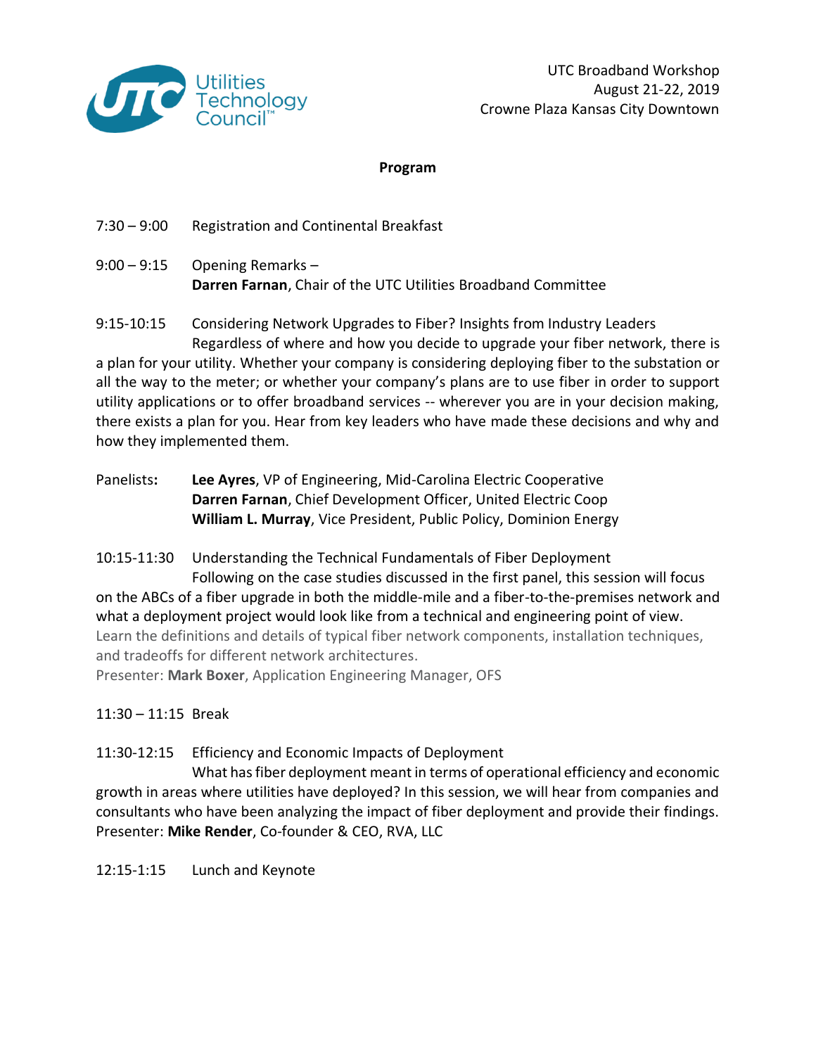Utilities Technology Council™

UTC Broadband Workshop
August 21-22, 2019
Crowne Plaza Kansas City Downtown

**Program**

7:30 – 9:00 Registration and Continental Breakfast

9:00 – 9:15 Opening Remarks –
**Darren Farnan**, Chair of the UTC Utilities Broadband Committee

9:15-10:15 Considering Network Upgrades to Fiber? Insights from Industry Leaders

Regardless of where and how you decide to upgrade your fiber network, there is a plan for your utility. Whether your company is considering deploying fiber to the substation or all the way to the meter; or whether your company's plans are to use fiber in order to support utility applications or to offer broadband services -- wherever you are in your decision making, there exists a plan for you. Hear from key leaders who have made these decisions and why and how they implemented them.

Panelists**:** **Lee Ayres**, VP of Engineering, Mid-Carolina Electric Cooperative
**Darren Farnan**, Chief Development Officer, United Electric Coop
**William L. Murray**, Vice President, Public Policy, Dominion Energy

10:15-11:30 Understanding the Technical Fundamentals of Fiber Deployment

Following on the case studies discussed in the first panel, this session will focus on the ABCs of a fiber upgrade in both the middle-mile and a fiber-to-the-premises network and what a deployment project would look like from a technical and engineering point of view. Learn the definitions and details of typical fiber network components, installation techniques, and tradeoffs for different network architectures.

Presenter: **Mark Boxer**, Application Engineering Manager, OFS

11:30 – 11:15 Break

11:30-12:15 Efficiency and Economic Impacts of Deployment

What has fiber deployment meant in terms of operational efficiency and economic growth in areas where utilities have deployed? In this session, we will hear from companies and consultants who have been analyzing the impact of fiber deployment and provide their findings.

Presenter: **Mike Render**, Co-founder & CEO, RVA, LLC

12:15-1:15 Lunch and Keynote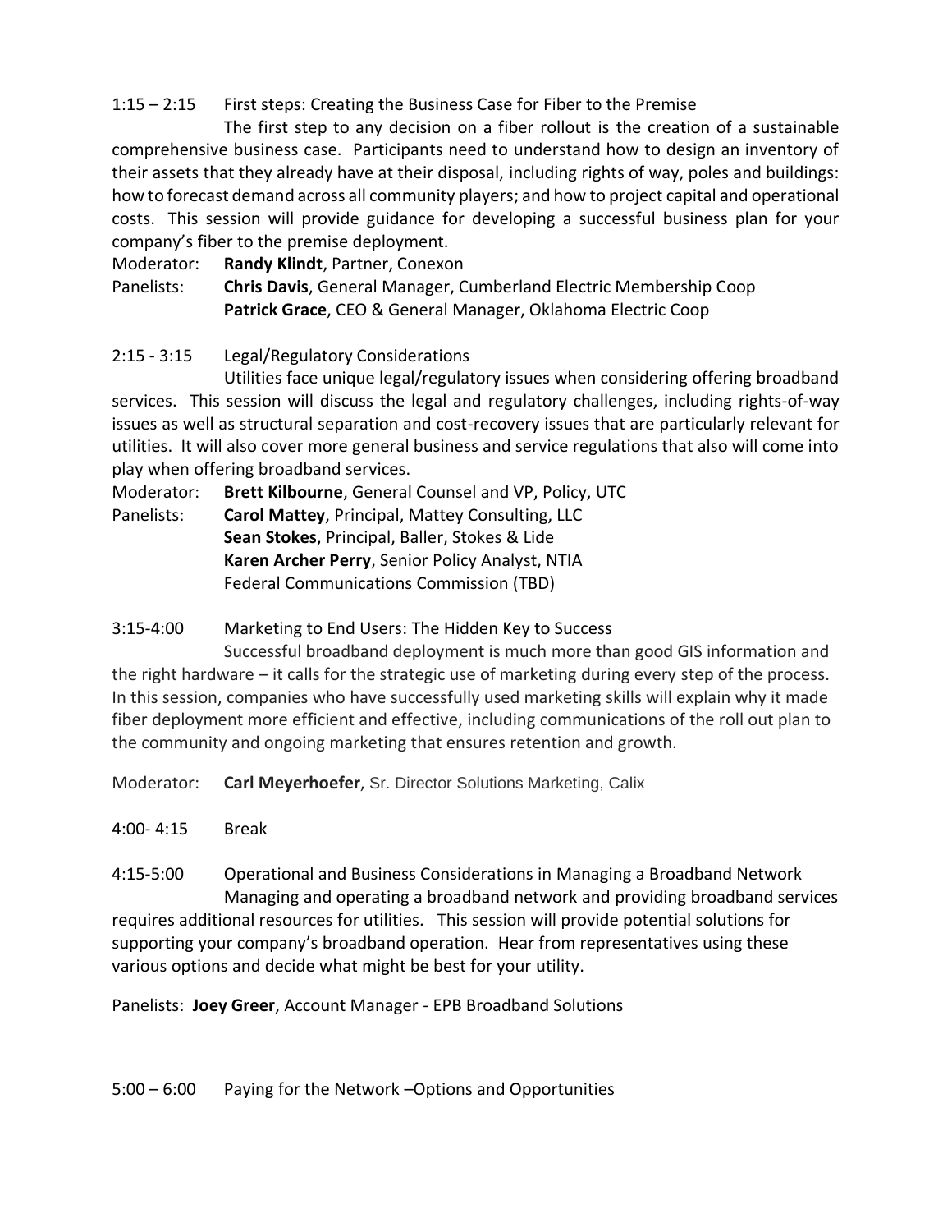1:15 – 2:15 First steps: Creating the Business Case for Fiber to the Premise

The first step to any decision on a fiber rollout is the creation of a sustainable comprehensive business case. Participants need to understand how to design an inventory of their assets that they already have at their disposal, including rights of way, poles and buildings: how to forecast demand across all community players; and how to project capital and operational costs. This session will provide guidance for developing a successful business plan for your company's fiber to the premise deployment.

Moderator: **Randy Klindt**, Partner, Conexon

Panelists: **Chris Davis**, General Manager, Cumberland Electric Membership Coop
**Patrick Grace**, CEO & General Manager, Oklahoma Electric Coop

2:15 - 3:15 Legal/Regulatory Considerations

Utilities face unique legal/regulatory issues when considering offering broadband services. This session will discuss the legal and regulatory challenges, including rights-of-way issues as well as structural separation and cost-recovery issues that are particularly relevant for utilities. It will also cover more general business and service regulations that also will come into play when offering broadband services.

Moderator: **Brett Kilbourne**, General Counsel and VP, Policy, UTC

Panelists: **Carol Mattey**, Principal, Mattey Consulting, LLC
**Sean Stokes**, Principal, Baller, Stokes & Lide
**Karen Archer Perry**, Senior Policy Analyst, NTIA
Federal Communications Commission (TBD)

3:15-4:00 Marketing to End Users: The Hidden Key to Success

Successful broadband deployment is much more than good GIS information and the right hardware – it calls for the strategic use of marketing during every step of the process. In this session, companies who have successfully used marketing skills will explain why it made fiber deployment more efficient and effective, including communications of the roll out plan to the community and ongoing marketing that ensures retention and growth.

Moderator: **Carl Meyerhoefer**, Sr. Director Solutions Marketing, Calix

4:00- 4:15 Break

4:15-5:00 Operational and Business Considerations in Managing a Broadband Network

Managing and operating a broadband network and providing broadband services requires additional resources for utilities. This session will provide potential solutions for supporting your company's broadband operation. Hear from representatives using these various options and decide what might be best for your utility.

Panelists: **Joey Greer**, Account Manager - EPB Broadband Solutions

5:00 – 6:00 Paying for the Network –Options and Opportunities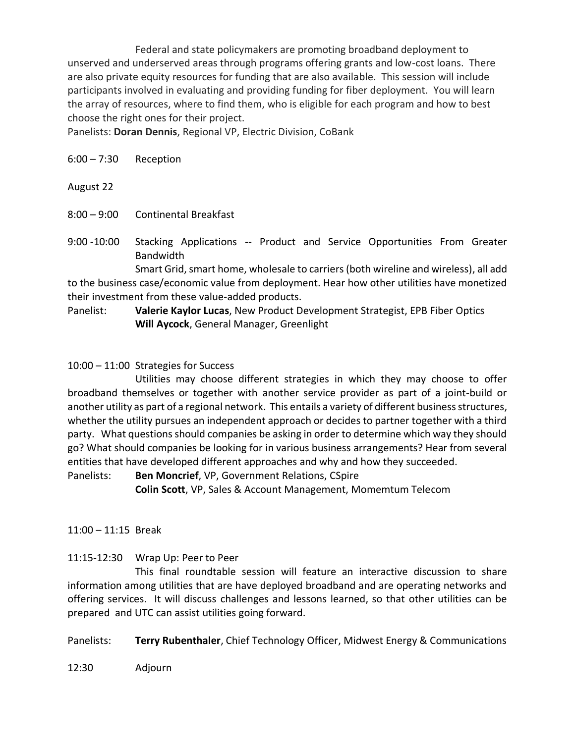Federal and state policymakers are promoting broadband deployment to unserved and underserved areas through programs offering grants and low-cost loans. There are also private equity resources for funding that are also available. This session will include participants involved in evaluating and providing funding for fiber deployment. You will learn the array of resources, where to find them, who is eligible for each program and how to best choose the right ones for their project.

Panelists: **Doran Dennis**, Regional VP, Electric Division, CoBank

6:00 – 7:30 Reception

August 22

8:00 – 9:00 Continental Breakfast

9:00 -10:00 Stacking Applications -- Product and Service Opportunities From Greater Bandwidth

Smart Grid, smart home, wholesale to carriers (both wireline and wireless), all add to the business case/economic value from deployment. Hear how other utilities have monetized their investment from these value-added products.

Panelist: **Valerie Kaylor Lucas**, New Product Development Strategist, EPB Fiber Optics
**Will Aycock**, General Manager, Greenlight

10:00 – 11:00 Strategies for Success

Utilities may choose different strategies in which they may choose to offer broadband themselves or together with another service provider as part of a joint-build or another utility as part of a regional network. This entails a variety of different business structures, whether the utility pursues an independent approach or decides to partner together with a third party. What questions should companies be asking in order to determine which way they should go? What should companies be looking for in various business arrangements? Hear from several entities that have developed different approaches and why and how they succeeded.

Panelists: **Ben Moncrief**, VP, Government Relations, CSpire
**Colin Scott**, VP, Sales & Account Management, Momemtum Telecom

11:00 – 11:15 Break

11:15-12:30 Wrap Up: Peer to Peer

This final roundtable session will feature an interactive discussion to share information among utilities that are have deployed broadband and are operating networks and offering services. It will discuss challenges and lessons learned, so that other utilities can be prepared and UTC can assist utilities going forward.

Panelists: **Terry Rubenthaler**, Chief Technology Officer, Midwest Energy & Communications

12:30 Adjourn